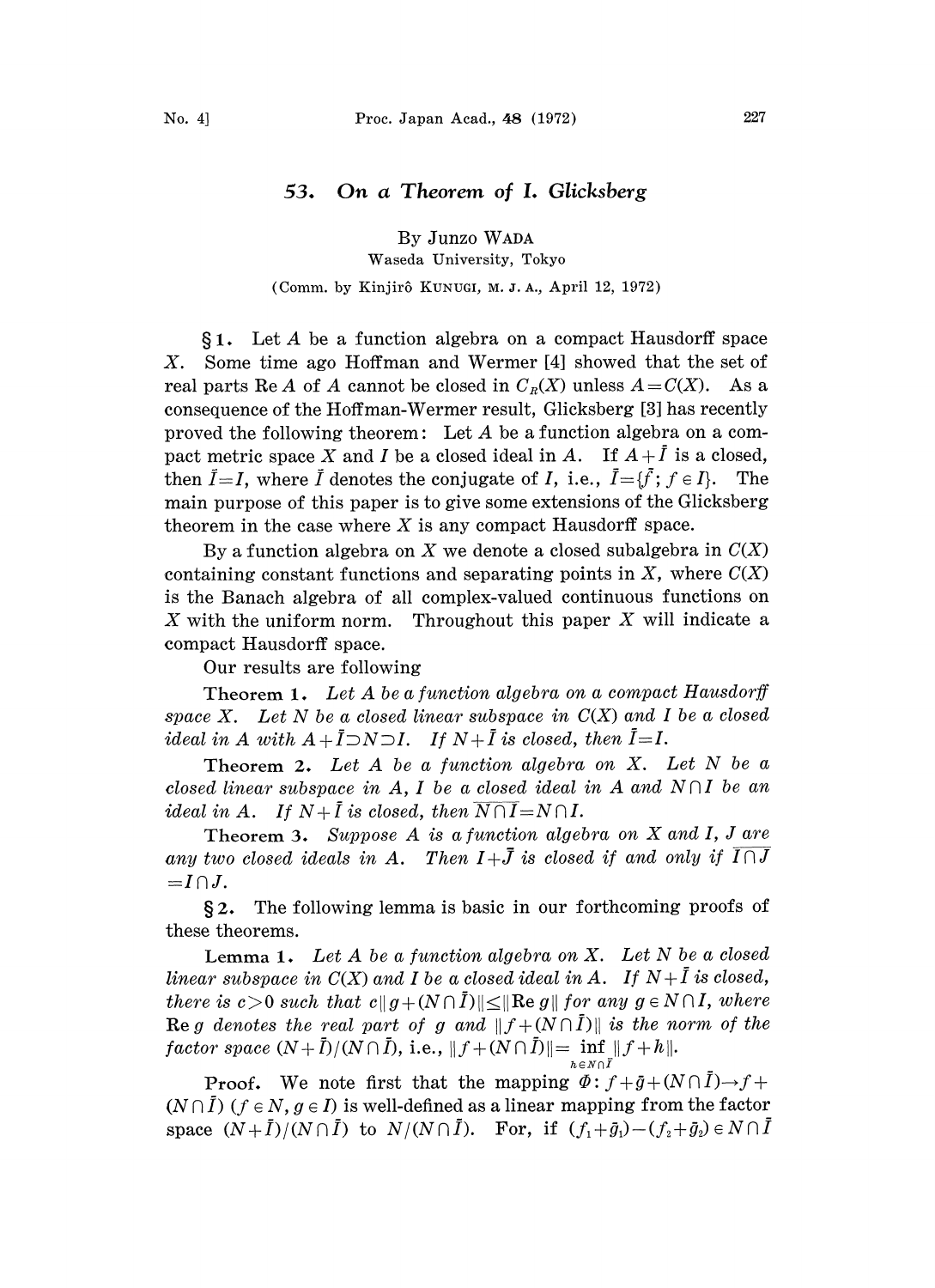# 53. On a Theorem of I. Glicksberg

By Junzo WADA

Waseda University, Tokyo

(Comm. by Kinjirô KUNUGI, M. J. A., April 12, 1972)

§1. Let $A$ be a function algebra on a compact Hausdorff space $X$. Some time ago Hoffman and Wermer [4] showed that the set of real parts $\operatorname{Re} A$ of $A$ cannot be closed in $C_R(X)$ unless $A=C(X)$. As a consequence of the Hoffman-Wermer result, Glicksberg [3] has recently proved the following theorem: Let $A$ be a function algebra on a compact metric space $X$ and $I$ be a closed ideal in $A$. If $A+\bar{I}$ is a closed, then $\bar{I}=I$, where $\bar{I}$ denotes the conjugate of $I$, i.e., $\bar{I}=\{\bar{f}\,;\, f\in I\}$. The main purpose of this paper is to give some extensions of the Glicksberg theorem in the case where $X$ is any compact Hausdorff space.

By a function algebra on $X$ we denote a closed subalgebra in $C(X)$ containing constant functions and separating points in $X$, where $C(X)$ is the Banach algebra of all complex-valued continuous functions on $X$ with the uniform norm. Throughout this paper $X$ will indicate a compact Hausdorff space.

Our results are following

**Theorem 1.** *Let $A$ be a function algebra on a compact Hausdorff space $X$. Let $N$ be a closed linear subspace in $C(X)$ and $I$ be a closed ideal in $A$ with $A+\bar{I}\supset N\supset I$. If $N+\bar{I}$ is closed, then $\bar{I}=I$.*

**Theorem 2.** *Let $A$ be a function algebra on $X$. Let $N$ be a closed linear subspace in $A$, $I$ be a closed ideal in $A$ and $N\cap I$ be an ideal in $A$. If $N+\bar{I}$ is closed, then $\overline{N\cap I}=N\cap I$.*

**Theorem 3.** *Suppose $A$ is a function algebra on $X$ and $I$, $J$ are any two closed ideals in $A$. Then $I+\bar{J}$ is closed if and only if $\overline{I\cap J}=I\cap J$.*

§2. The following lemma is basic in our forthcoming proofs of these theorems.

**Lemma 1.** *Let $A$ be a function algebra on $X$. Let $N$ be a closed linear subspace in $C(X)$ and $I$ be a closed ideal in $A$. If $N+\bar{I}$ is closed, there is $c>0$ such that $c\|g+(N\cap\bar{I})\|\le\|\operatorname{Re} g\|$ for any $g\in N\cap I$, where $\operatorname{Re} g$ denotes the real part of $g$ and $\|f+(N\cap\bar{I})\|$ is the norm of the factor space $(N+\bar{I})/(N\cap\bar{I})$, i.e., $\|f+(N\cap\bar{I})\|=\inf_{h\in N\cap\bar{I}}\|f+h\|$.*

*Proof.* We note first that the mapping $\Phi\colon f+\bar{g}+(N\cap\bar{I})\to f+(N\cap\bar{I})$ $(f\in N, g\in I)$ is well-defined as a linear mapping from the factor space $(N+\bar{I})/(N\cap\bar{I})$ to $N/(N\cap\bar{I})$. For, if $(f_1+\bar{g}_1)-(f_2+\bar{g}_2)\in N\cap\bar{I}$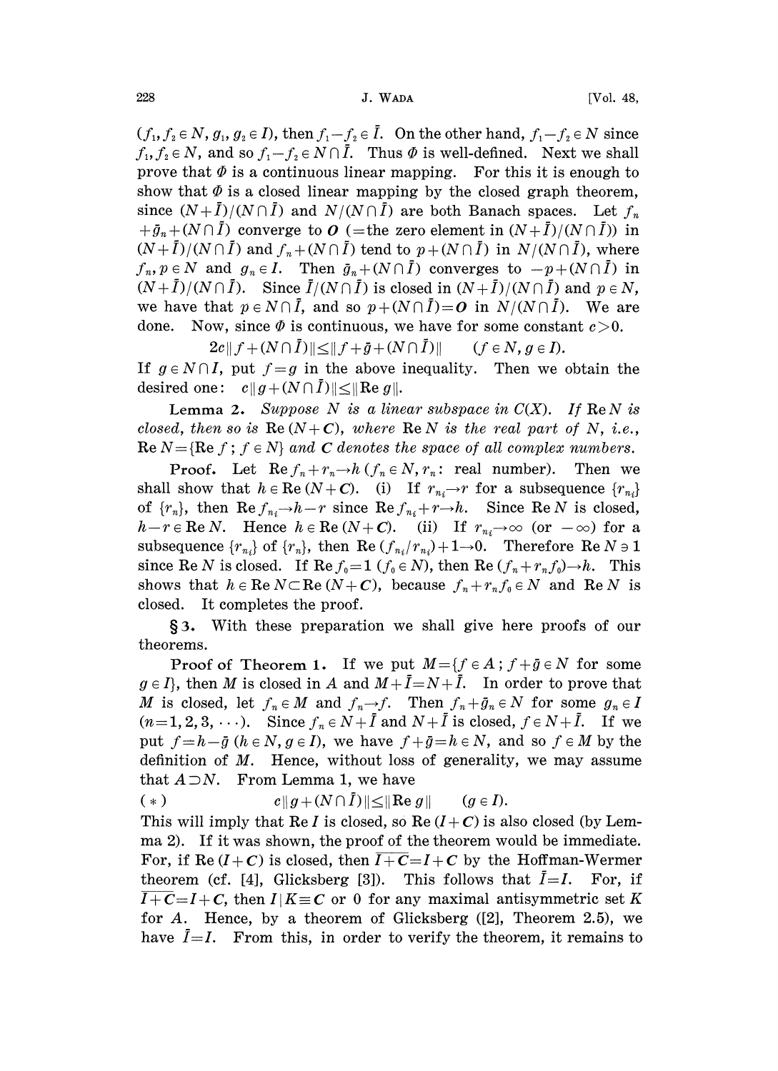$(f_1, f_2 \in N, g_1, g_2 \in I)$, then $f_1 - f_2 \in \bar{I}$. On the other hand, $f_1 - f_2 \in N$ since $f_1, f_2 \in N$, and so $f_1 - f_2 \in N \cap \bar{I}$. Thus $\Phi$ is well-defined. Next we shall prove that $\Phi$ is a continuous linear mapping. For this it is enough to show that $\Phi$ is a closed linear mapping by the closed graph theorem, since $(N + \bar{I})/(N \cap \bar{I})$ and $N/(N \cap \bar{I})$ are both Banach spaces. Let $f_n + \bar{g}_n + (N \cap \bar{I})$ converge to $\boldsymbol{O}$ (=the zero element in $(N + \bar{I})/(N \cap \bar{I})$) in $(N + \bar{I})/(N \cap \bar{I})$ and $f_n + (N \cap \bar{I})$ tend to $p + (N \cap \bar{I})$ in $N/(N \cap \bar{I})$, where $f_n, p \in N$ and $g_n \in I$. Then $\bar{g}_n + (N \cap \bar{I})$ converges to $-p + (N \cap \bar{I})$ in $(N + \bar{I})/(N \cap \bar{I})$. Since $\bar{I}/(N \cap \bar{I})$ is closed in $(N + \bar{I})/(N \cap \bar{I})$ and $p \in N$, we have that $p \in N \cap \bar{I}$, and so $p + (N \cap \bar{I}) = \boldsymbol{O}$ in $N/(N \cap \bar{I})$. We are done. Now, since $\Phi$ is continuous, we have for some constant $c > 0$.

$$2c\|f + (N \cap \bar{I})\| \leq \|f + \bar{g} + (N \cap \bar{I})\| \qquad (f \in N, g \in I).$$

If $g \in N \cap I$, put $f = g$ in the above inequality. Then we obtain the desired one: $c\|g + (N \cap \bar{I})\| \leq \|\mathrm{Re}\, g\|$.

**Lemma 2.** *Suppose $N$ is a linear subspace in $C(X)$. If $\mathrm{Re}\, N$ is closed, then so is $\mathrm{Re}\,(N + \boldsymbol{C})$, where $\mathrm{Re}\, N$ is the real part of $N$, i.e., $\mathrm{Re}\, N = \{\mathrm{Re}\, f\,;\, f \in N\}$ and $\boldsymbol{C}$ denotes the space of all complex numbers.*

**Proof.** Let $\mathrm{Re}\, f_n + r_n \to h$ ($f_n \in N, r_n$: real number). Then we shall show that $h \in \mathrm{Re}\,(N + \boldsymbol{C})$. (i) If $r_{n_i} \to r$ for a subsequence $\{r_{n_i}\}$ of $\{r_n\}$, then $\mathrm{Re}\, f_{n_i} \to h - r$ since $\mathrm{Re}\, f_{n_i} + r \to h$. Since $\mathrm{Re}\, N$ is closed, $h - r \in \mathrm{Re}\, N$. Hence $h \in \mathrm{Re}\,(N + \boldsymbol{C})$. (ii) If $r_{n_i} \to \infty$ (or $-\infty$) for a subsequence $\{r_{n_i}\}$ of $\{r_n\}$, then $\mathrm{Re}\,(f_{n_i}/r_{n_i}) + 1 \to 0$. Therefore $\mathrm{Re}\, N \ni 1$ since $\mathrm{Re}\, N$ is closed. If $\mathrm{Re}\, f_0 = 1$ ($f_0 \in N$), then $\mathrm{Re}\,(f_n + r_n f_0) \to h$. This shows that $h \in \mathrm{Re}\, N \subset \mathrm{Re}\,(N + \boldsymbol{C})$, because $f_n + r_n f_0 \in N$ and $\mathrm{Re}\, N$ is closed. It completes the proof.

**§3.** With these preparation we shall give here proofs of our theorems.

**Proof of Theorem 1.** If we put $M = \{f \in A\,;\, f + \bar{g} \in N$ for some $g \in I\}$, then $M$ is closed in $A$ and $M + \bar{I} = N + \bar{I}$. In order to prove that $M$ is closed, let $f_n \in M$ and $f_n \to f$. Then $f_n + \bar{g}_n \in N$ for some $g_n \in I$ $(n = 1, 2, 3, \cdots)$. Since $f_n \in N + \bar{I}$ and $N + \bar{I}$ is closed, $f \in N + \bar{I}$. If we put $f = h - \bar{g}$ ($h \in N, g \in I$), we have $f + \bar{g} = h \in N$, and so $f \in M$ by the definition of $M$. Hence, without loss of generality, we may assume that $A \supset N$. From Lemma 1, we have

$$(*) \qquad c\|g + (N \cap \bar{I})\| \leq \|\mathrm{Re}\, g\| \qquad (g \in I).$$

This will imply that $\mathrm{Re}\, I$ is closed, so $\mathrm{Re}\,(I + \boldsymbol{C})$ is also closed (by Lemma 2). If it was shown, the proof of the theorem would be immediate. For, if $\mathrm{Re}\,(I + \boldsymbol{C})$ is closed, then $\overline{I + \boldsymbol{C}} = I + \boldsymbol{C}$ by the Hoffman-Wermer theorem (cf. [4], Glicksberg [3]). This follows that $\bar{I} = I$. For, if $\overline{I + \boldsymbol{C}} = I + \boldsymbol{C}$, then $I | K \equiv \boldsymbol{C}$ or 0 for any maximal antisymmetric set $K$ for $A$. Hence, by a theorem of Glicksberg ([2], Theorem 2.5), we have $\bar{I} = I$. From this, in order to verify the theorem, it remains to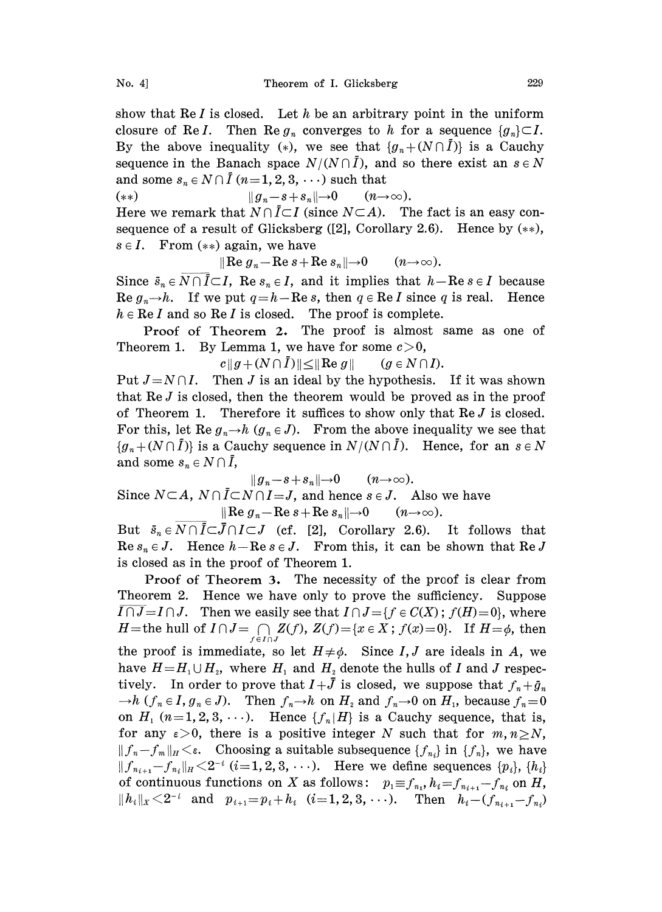show that $\operatorname{Re} I$ is closed. Let $h$ be an arbitrary point in the uniform closure of $\operatorname{Re} I$. Then $\operatorname{Re} g_n$ converges to $h$ for a sequence $\{g_n\} \subset I$. By the above inequality $(*)$, we see that $\{g_n + (N \cap \bar{I})\}$ is a Cauchy sequence in the Banach space $N/(N \cap \bar{I})$, and so there exist an $s \in N$ and some $s_n \in N \cap \bar{I}$ $(n=1, 2, 3, \cdots)$ such that

$$(**) \qquad \|g_n - s + s_n\| \to 0 \qquad (n \to \infty).$$

Here we remark that $N \cap \bar{I} \subset I$ (since $N \subset A$). The fact is an easy consequence of a result of Glicksberg ([2], Corollary 2.6). Hence by $(**)$, $s \in I$. From $(**)$ again, we have

$$\|\operatorname{Re} g_n - \operatorname{Re} s + \operatorname{Re} s_n\| \to 0 \qquad (n \to \infty).$$

Since $\bar{s}_n \in \overline{N \cap \bar{I}} \subset I$, $\operatorname{Re} s_n \in I$, and it implies that $h - \operatorname{Re} s \in I$ because $\operatorname{Re} g_n \to h$. If we put $q = h - \operatorname{Re} s$, then $q \in \operatorname{Re} I$ since $q$ is real. Hence $h \in \operatorname{Re} I$ and so $\operatorname{Re} I$ is closed. The proof is complete.

**Proof of Theorem 2.** The proof is almost same as one of Theorem 1. By Lemma 1, we have for some $c > 0$,

$$c\|g + (N \cap \bar{I})\| \leq \|\operatorname{Re} g\| \qquad (g \in N \cap I).$$

Put $J = N \cap I$. Then $J$ is an ideal by the hypothesis. If it was shown that $\operatorname{Re} J$ is closed, then the theorem would be proved as in the proof of Theorem 1. Therefore it suffices to show only that $\operatorname{Re} J$ is closed. For this, let $\operatorname{Re} g_n \to h$ $(g_n \in J)$. From the above inequality we see that $\{g_n + (N \cap \bar{I})\}$ is a Cauchy sequence in $N/(N \cap \bar{I})$. Hence, for an $s \in N$ and some $s_n \in N \cap \bar{I}$,

$$\|g_n - s + s_n\| \to 0 \qquad (n \to \infty).$$

Since $N \subset A$, $N \cap \bar{I} \subset N \cap I = J$, and hence $s \in J$. Also we have

$$\|\operatorname{Re} g_n - \operatorname{Re} s + \operatorname{Re} s_n\| \to 0 \qquad (n \to \infty).$$

But $\bar{s}_n \in \overline{N \cap \bar{I}} \subset \bar{J} \cap I \subset J$ (cf. [2], Corollary 2.6). It follows that $\operatorname{Re} s_n \in J$. Hence $h - \operatorname{Re} s \in J$. From this, it can be shown that $\operatorname{Re} J$ is closed as in the proof of Theorem 1.

**Proof of Theorem 3.** The necessity of the proof is clear from Theorem 2. Hence we have only to prove the sufficiency. Suppose $\overline{I \cap J} = I \cap J$. Then we easily see that $I \cap J = \{f \in C(X); f(H) = 0\}$, where $H =$ the hull of $I \cap J = \bigcap_{f \in I \cap J} Z(f)$, $Z(f) = \{x \in X; f(x) = 0\}$. If $H = \phi$, then the proof is immediate, so let $H \neq \phi$. Since $I, J$ are ideals in $A$, we have $H = H_1 \cup H_2$, where $H_1$ and $H_2$ denote the hulls of $I$ and $J$ respectively. In order to prove that $I + \bar{J}$ is closed, we suppose that $f_n + \bar{g}_n \to h$ $(f_n \in I, g_n \in J)$. Then $f_n \to h$ on $H_2$ and $f_n \to 0$ on $H_1$, because $f_n = 0$ on $H_1$ $(n = 1, 2, 3, \cdots)$. Hence $\{f_n | H\}$ is a Cauchy sequence, that is, for any $\varepsilon > 0$, there is a positive integer $N$ such that for $m, n \geq N$, $\|f_n - f_m\|_H < \varepsilon$. Choosing a suitable subsequence $\{f_{n_i}\}$ in $\{f_n\}$, we have $\|f_{n_{i+1}} - f_{n_i}\|_H < 2^{-i}$ $(i = 1, 2, 3, \cdots)$. Here we define sequences $\{p_i\}$, $\{h_i\}$ of continuous functions on $X$ as follows: $p_1 \equiv f_{n_1}$, $h_i = f_{n_{i+1}} - f_{n_i}$ on $H$, $\|h_i\|_X < 2^{-i}$ and $p_{i+1} = p_i + h_i$ $(i = 1, 2, 3, \cdots)$. Then $h_i - (f_{n_{i+1}} - f_{n_i})$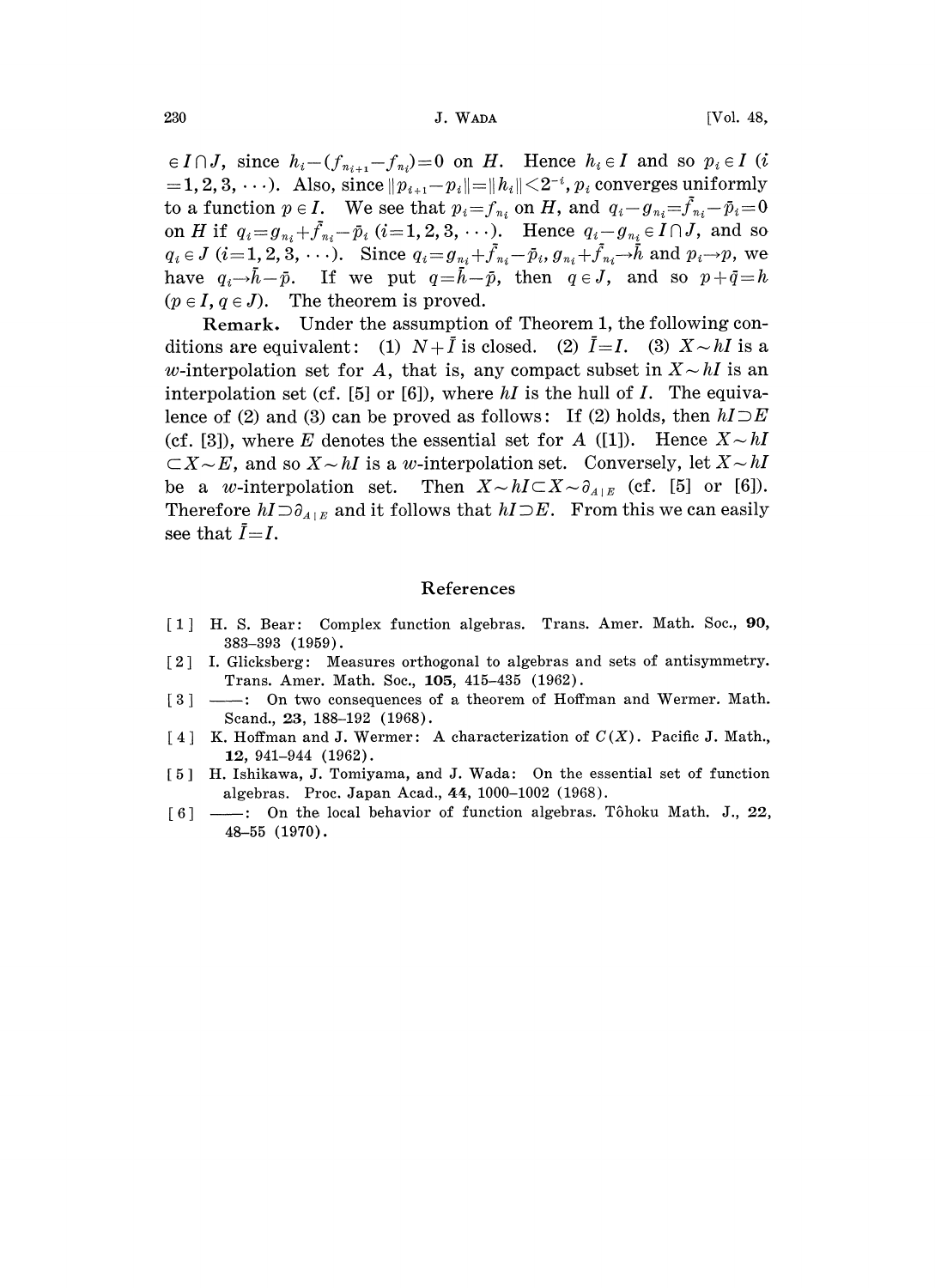$\in I \cap J$, since $h_i - (f_{n_{i+1}} - f_{n_i}) = 0$ on $H$. Hence $h_i \in I$ and so $p_i \in I$ ($i = 1, 2, 3, \cdots$). Also, since $\|p_{i+1} - p_i\| = \|h_i\| < 2^{-i}$, $p_i$ converges uniformly to a function $p \in I$. We see that $p_i = f_{n_i}$ on $H$, and $q_i - g_{n_i} = \bar{f}_{n_i} - \bar{p}_i = 0$ on $H$ if $q_i = g_{n_i} + \bar{f}_{n_i} - \bar{p}_i$ ($i = 1, 2, 3, \cdots$). Hence $q_i - g_{n_i} \in I \cap J$, and so $q_i \in J$ ($i = 1, 2, 3, \cdots$). Since $q_i = g_{n_i} + \bar{f}_{n_i} - \bar{p}_i$, $g_{n_i} + \bar{f}_{n_i} \to \bar{h}$ and $p_i \to p$, we have $q_i \to \bar{h} - \bar{p}$. If we put $q = \bar{h} - \bar{p}$, then $q \in J$, and so $p + \bar{q} = h$ ($p \in I, q \in J$). The theorem is proved.

**Remark.** Under the assumption of Theorem 1, the following conditions are equivalent: (1) $N + \bar{I}$ is closed. (2) $\bar{I} = I$. (3) $X \sim hI$ is a $w$-interpolation set for $A$, that is, any compact subset in $X \sim hI$ is an interpolation set (cf. [5] or [6]), where $hI$ is the hull of $I$. The equivalence of (2) and (3) can be proved as follows: If (2) holds, then $hI \supset E$ (cf. [3]), where $E$ denotes the essential set for $A$ ([1]). Hence $X \sim hI \subset X \sim E$, and so $X \sim hI$ is a $w$-interpolation set. Conversely, let $X \sim hI$ be a $w$-interpolation set. Then $X \sim hI \subset X \sim \partial_{A|E}$ (cf. [5] or [6]). Therefore $hI \supset \partial_{A|E}$ and it follows that $hI \supset E$. From this we can easily see that $\bar{I} = I$.

## References

[1] H. S. Bear: Complex function algebras. Trans. Amer. Math. Soc., **90**, 383–393 (1959).

[2] I. Glicksberg: Measures orthogonal to algebras and sets of antisymmetry. Trans. Amer. Math. Soc., **105**, 415–435 (1962).

[3] ——: On two consequences of a theorem of Hoffman and Wermer. Math. Scand., **23**, 188–192 (1968).

[4] K. Hoffman and J. Wermer: A characterization of $C(X)$. Pacific J. Math., **12**, 941–944 (1962).

[5] H. Ishikawa, J. Tomiyama, and J. Wada: On the essential set of function algebras. Proc. Japan Acad., **44**, 1000–1002 (1968).

[6] ——: On the local behavior of function algebras. Tôhoku Math. J., **22**, 48–55 (1970).